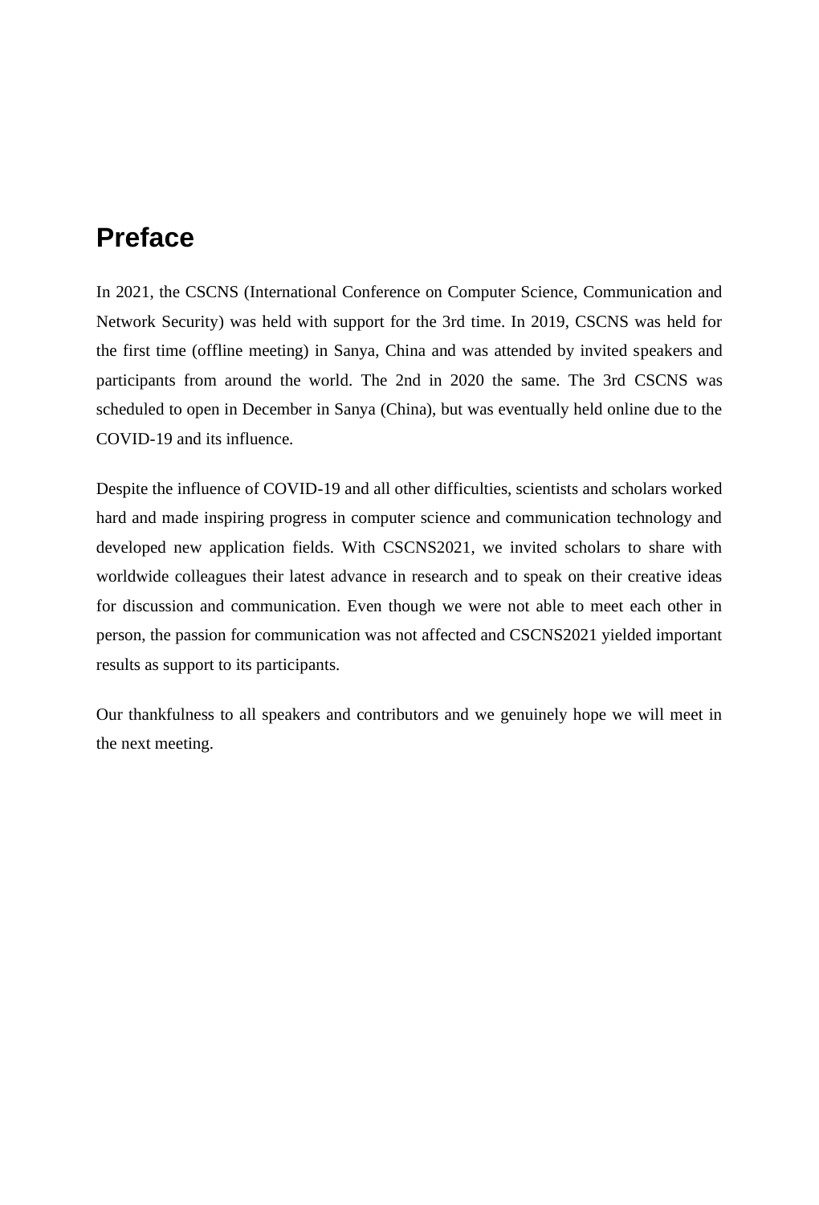# Preface

In 2021, the CSCNS (International Conference on Computer Science, Communication and Network Security) was held with support for the 3rd time. In 2019, CSCNS was held for the first time (offline meeting) in Sanya, China and was attended by invited speakers and participants from around the world. The 2nd in 2020 the same. The 3rd CSCNS was scheduled to open in December in Sanya (China), but was eventually held online due to the COVID-19 and its influence.

Despite the influence of COVID-19 and all other difficulties, scientists and scholars worked hard and made inspiring progress in computer science and communication technology and developed new application fields. With CSCNS2021, we invited scholars to share with worldwide colleagues their latest advance in research and to speak on their creative ideas for discussion and communication. Even though we were not able to meet each other in person, the passion for communication was not affected and CSCNS2021 yielded important results as support to its participants.

Our thankfulness to all speakers and contributors and we genuinely hope we will meet in the next meeting.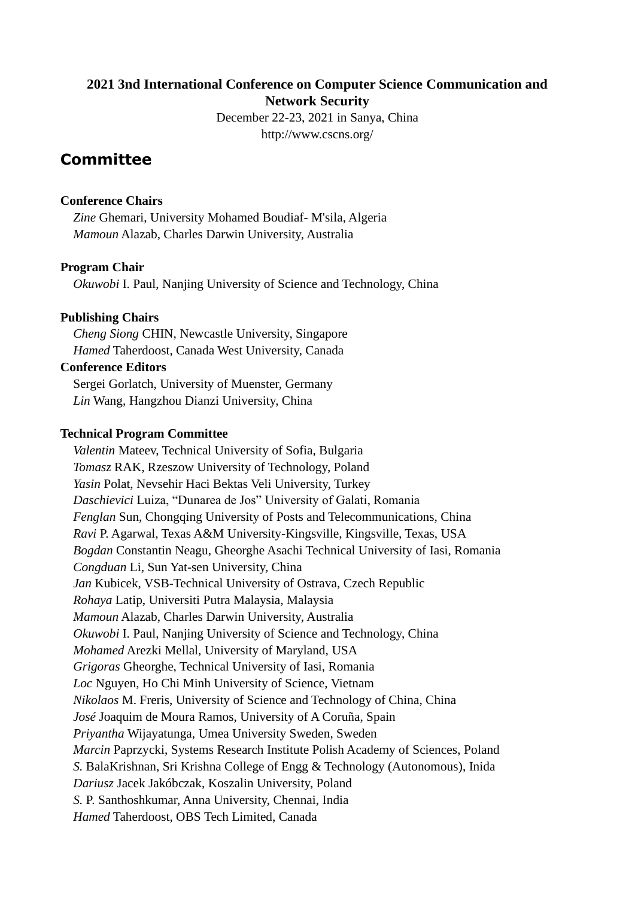**2021 3nd International Conference on Computer Science Communication and Network Security**

December 22-23, 2021 in Sanya, China

http://www.cscns.org/

## Committee

**Conference Chairs**

*Zine* Ghemari, University Mohamed Boudiaf- M'sila, Algeria
*Mamoun* Alazab, Charles Darwin University, Australia

**Program Chair**

*Okuwobi* I. Paul, Nanjing University of Science and Technology, China

**Publishing Chairs**

*Cheng Siong* CHIN, Newcastle University, Singapore
*Hamed* Taherdoost, Canada West University, Canada

**Conference Editors**

Sergei Gorlatch, University of Muenster, Germany
*Lin* Wang, Hangzhou Dianzi University, China

**Technical Program Committee**

*Valentin* Mateev, Technical University of Sofia, Bulgaria
*Tomasz* RAK, Rzeszow University of Technology, Poland
*Yasin* Polat, Nevsehir Haci Bektas Veli University, Turkey
*Daschievici* Luiza, “Dunarea de Jos” University of Galati, Romania
*Fenglan* Sun, Chongqing University of Posts and Telecommunications, China
*Ravi* P. Agarwal, Texas A&M University-Kingsville, Kingsville, Texas, USA
*Bogdan* Constantin Neagu, Gheorghe Asachi Technical University of Iasi, Romania
*Congduan* Li, Sun Yat-sen University, China
*Jan* Kubicek, VSB-Technical University of Ostrava, Czech Republic
*Rohaya* Latip, Universiti Putra Malaysia, Malaysia
*Mamoun* Alazab, Charles Darwin University, Australia
*Okuwobi* I. Paul, Nanjing University of Science and Technology, China
*Mohamed* Arezki Mellal, University of Maryland, USA
*Grigoras* Gheorghe, Technical University of Iasi, Romania
*Loc* Nguyen, Ho Chi Minh University of Science, Vietnam
*Nikolaos* M. Freris, University of Science and Technology of China, China
*José* Joaquim de Moura Ramos, University of A Coruña, Spain
*Priyantha* Wijayatunga, Umea University Sweden, Sweden
*Marcin* Paprzycki, Systems Research Institute Polish Academy of Sciences, Poland
*S.* BalaKrishnan, Sri Krishna College of Engg & Technology (Autonomous), Inida
*Dariusz* Jacek Jakóbczak, Koszalin University, Poland
*S.* P. Santhoshkumar, Anna University, Chennai, India
*Hamed* Taherdoost, OBS Tech Limited, Canada